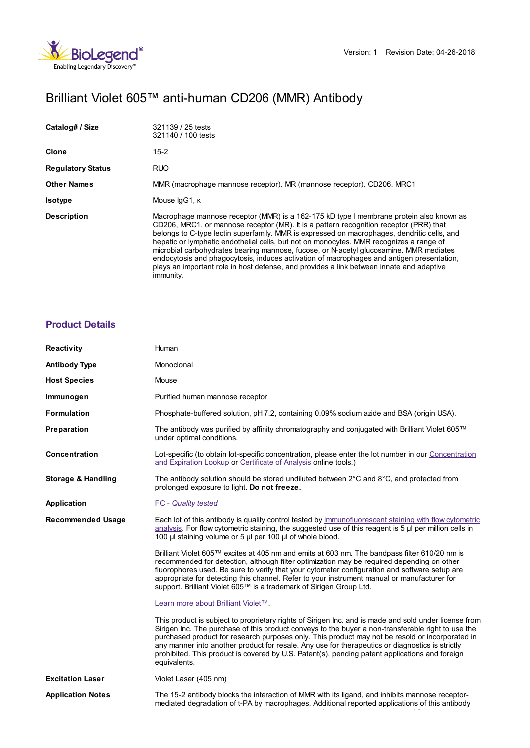Version: 1 Revision Date: 04-26-2018

# Brilliant Violet 605™ anti-human CD206 (MMR) Antibody

| | |
|---|---|
| **Catalog# / Size** | 321139 / 25 tests<br>321140 / 100 tests |
| **Clone** | 15-2 |
| **Regulatory Status** | RUO |
| **Other Names** | MMR (macrophage mannose receptor), MR (mannose receptor), CD206, MRC1 |
| **Isotype** | Mouse IgG1, κ |
| **Description** | Macrophage mannose receptor (MMR) is a 162-175 kD type I membrane protein also known as CD206, MRC1, or mannose receptor (MR). It is a pattern recognition receptor (PRR) that belongs to C-type lectin superfamily. MMR is expressed on macrophages, dendritic cells, and hepatic or lymphatic endothelial cells, but not on monocytes. MMR recognizes a range of microbial carbohydrates bearing mannose, fucose, or N-acetyl glucosamine. MMR mediates endocytosis and phagocytosis, induces activation of macrophages and antigen presentation, plays an important role in host defense, and provides a link between innate and adaptive immunity. |

## Product Details

| | |
|---|---|
| **Reactivity** | Human |
| **Antibody Type** | Monoclonal |
| **Host Species** | Mouse |
| **Immunogen** | Purified human mannose receptor |
| **Formulation** | Phosphate-buffered solution, pH 7.2, containing 0.09% sodium azide and BSA (origin USA). |
| **Preparation** | The antibody was purified by affinity chromatography and conjugated with Brilliant Violet 605™ under optimal conditions. |
| **Concentration** | Lot-specific (to obtain lot-specific concentration, please enter the lot number in our Concentration and Expiration Lookup or Certificate of Analysis online tools.) |
| **Storage & Handling** | The antibody solution should be stored undiluted between 2°C and 8°C, and protected from prolonged exposure to light. **Do not freeze.** |
| **Application** | *FC - Quality tested* |
| **Recommended Usage** | Each lot of this antibody is quality control tested by immunofluorescent staining with flow cytometric analysis. For flow cytometric staining, the suggested use of this reagent is 5 µl per million cells in 100 µl staining volume or 5 µl per 100 µl of whole blood.<br><br>Brilliant Violet 605™ excites at 405 nm and emits at 603 nm. The bandpass filter 610/20 nm is recommended for detection, although filter optimization may be required depending on other fluorophores used. Be sure to verify that your cytometer configuration and software setup are appropriate for detecting this channel. Refer to your instrument manual or manufacturer for support. Brilliant Violet 605™ is a trademark of Sirigen Group Ltd.<br><br>Learn more about Brilliant Violet™.<br><br>This product is subject to proprietary rights of Sirigen Inc. and is made and sold under license from Sirigen Inc. The purchase of this product conveys to the buyer a non-transferable right to use the purchased product for research purposes only. This product may not be resold or incorporated in any manner into another product for resale. Any use for therapeutics or diagnostics is strictly prohibited. This product is covered by U.S. Patent(s), pending patent applications and foreign equivalents. |
| **Excitation Laser** | Violet Laser (405 nm) |
| **Application Notes** | The 15-2 antibody blocks the interaction of MMR with its ligand, and inhibits mannose receptor-mediated degradation of t-PA by macrophages. Additional reported applications of this antibody |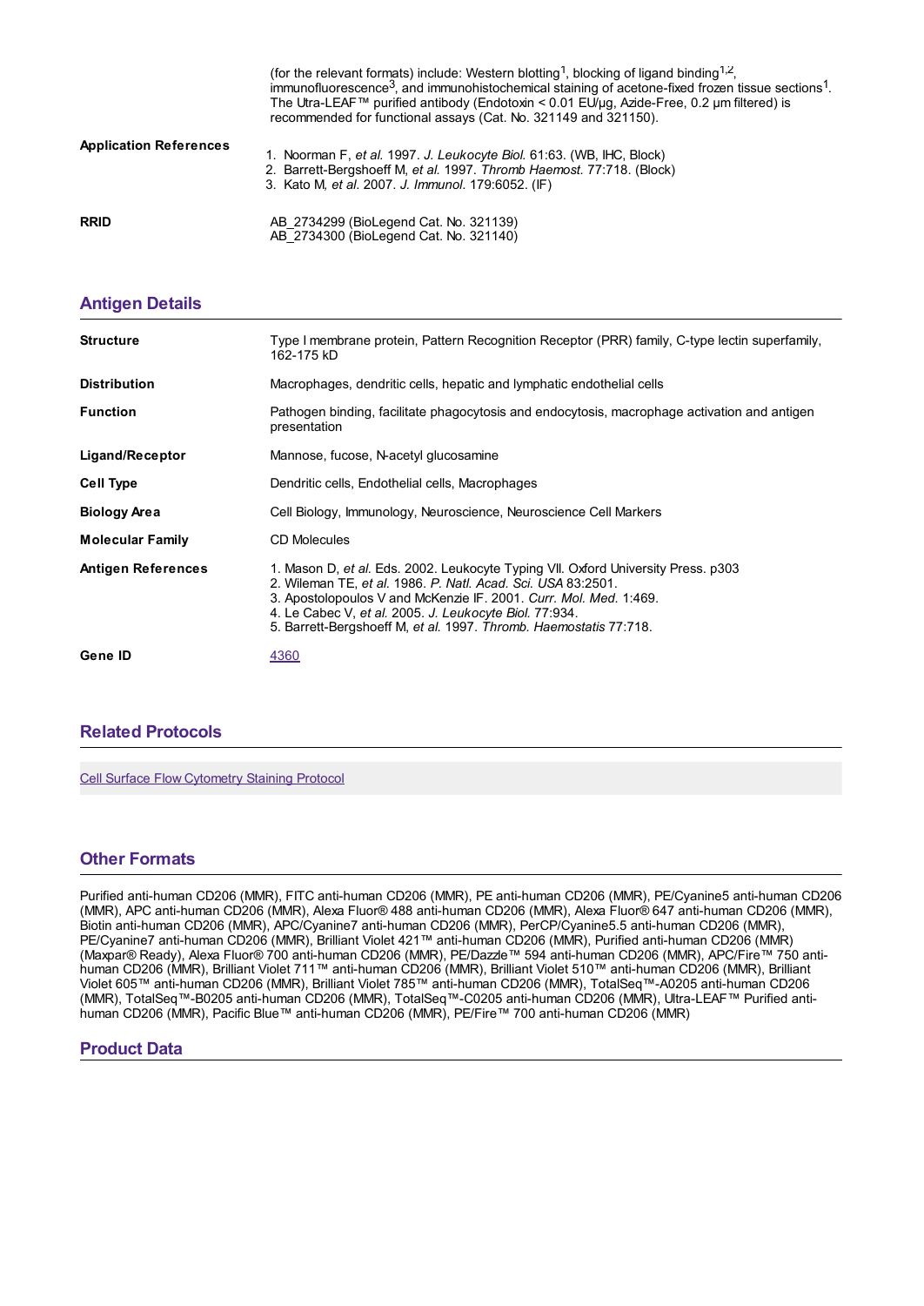(for the relevant formats) include: Western blotting[1], blocking of ligand binding[1,2], immunofluorescence[3], and immunohistochemical staining of acetone-fixed frozen tissue sections[1]. The Ultra-LEAF™ purified antibody (Endotoxin < 0.01 EU/µg, Azide-Free, 0.2 µm filtered) is recommended for functional assays (Cat. No. 321149 and 321150).

**Application References**

1. Noorman F, *et al.* 1997. *J. Leukocyte Biol.* 61:63. (WB, IHC, Block)
2. Barrett-Bergshoeff M, *et al.* 1997. *Thromb Haemost.* 77:718. (Block)
3. Kato M, *et al.* 2007. *J. Immunol.* 179:6052. (IF)

**RRID**

AB_2734299 (BioLegend Cat. No. 321139)
AB_2734300 (BioLegend Cat. No. 321140)

## Antigen Details

**Structure**

Type I membrane protein, Pattern Recognition Receptor (PRR) family, C-type lectin superfamily, 162-175 kD

**Distribution**

Macrophages, dendritic cells, hepatic and lymphatic endothelial cells

**Function**

Pathogen binding, facilitate phagocytosis and endocytosis, macrophage activation and antigen presentation

**Ligand/Receptor**

Mannose, fucose, N-acetyl glucosamine

**Cell Type**

Dendritic cells, Endothelial cells, Macrophages

**Biology Area**

Cell Biology, Immunology, Neuroscience, Neuroscience Cell Markers

**Molecular Family**

CD Molecules

**Antigen References**

1. Mason D, *et al.* Eds. 2002. Leukocyte Typing VII. Oxford University Press. p303
2. Wileman TE, *et al.* 1986. *P. Natl. Acad. Sci. USA* 83:2501.
3. Apostolopoulos V and McKenzie IF. 2001. *Curr. Mol. Med.* 1:469.
4. Le Cabec V, *et al.* 2005. *J. Leukocyte Biol.* 77:934.
5. Barrett-Bergshoeff M, *et al.* 1997. *Thromb. Haemostatis* 77:718.

**Gene ID**

4360

## Related Protocols

Cell Surface Flow Cytometry Staining Protocol

## Other Formats

Purified anti-human CD206 (MMR), FITC anti-human CD206 (MMR), PE anti-human CD206 (MMR), PE/Cyanine5 anti-human CD206 (MMR), APC anti-human CD206 (MMR), Alexa Fluor® 488 anti-human CD206 (MMR), Alexa Fluor® 647 anti-human CD206 (MMR), Biotin anti-human CD206 (MMR), APC/Cyanine7 anti-human CD206 (MMR), PerCP/Cyanine5.5 anti-human CD206 (MMR), PE/Cyanine7 anti-human CD206 (MMR), Brilliant Violet 421™ anti-human CD206 (MMR), Purified anti-human CD206 (MMR) (Maxpar® Ready), Alexa Fluor® 700 anti-human CD206 (MMR), PE/Dazzle™ 594 anti-human CD206 (MMR), APC/Fire™ 750 anti-human CD206 (MMR), Brilliant Violet 711™ anti-human CD206 (MMR), Brilliant Violet 510™ anti-human CD206 (MMR), Brilliant Violet 605™ anti-human CD206 (MMR), Brilliant Violet 785™ anti-human CD206 (MMR), TotalSeq™-A0205 anti-human CD206 (MMR), TotalSeq™-B0205 anti-human CD206 (MMR), TotalSeq™-C0205 anti-human CD206 (MMR), Ultra-LEAF™ Purified anti-human CD206 (MMR), Pacific Blue™ anti-human CD206 (MMR), PE/Fire™ 700 anti-human CD206 (MMR)

## Product Data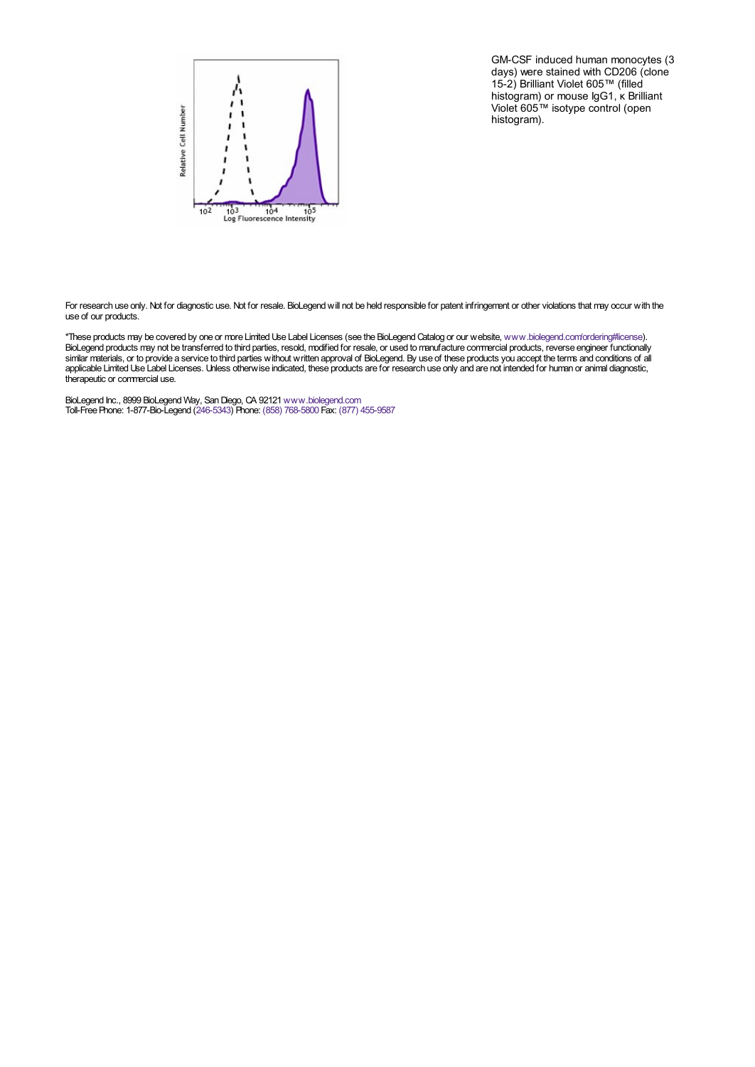Relative Cell Number

$10^2$ $10^3$ $10^4$ $10^5$

Log Fluorescence Intensity

GM-CSF induced human monocytes (3 days) were stained with CD206 (clone 15-2) Brilliant Violet 605™ (filled histogram) or mouse IgG1, κ Brilliant Violet 605™ isotype control (open histogram).

For research use only. Not for diagnostic use. Not for resale. BioLegend will not be held responsible for patent infringement or other violations that may occur with the use of our products.

*These products may be covered by one or more Limited Use Label Licenses (see the BioLegend Catalog or our website, www.biolegend.com/ordering#license). BioLegend products may not be transferred to third parties, resold, modified for resale, or used to manufacture commercial products, reverse engineer functionally similar materials, or to provide a service to third parties without written approval of BioLegend. By use of these products you accept the terms and conditions of all applicable Limited Use Label Licenses. Unless otherwise indicated, these products are for research use only and are not intended for human or animal diagnostic, therapeutic or commercial use.

BioLegend Inc., 8999 BioLegend Way, San Diego, CA 92121 www.biolegend.com
Toll-Free Phone: 1-877-Bio-Legend (246-5343) Phone: (858) 768-5800 Fax: (877) 455-9587